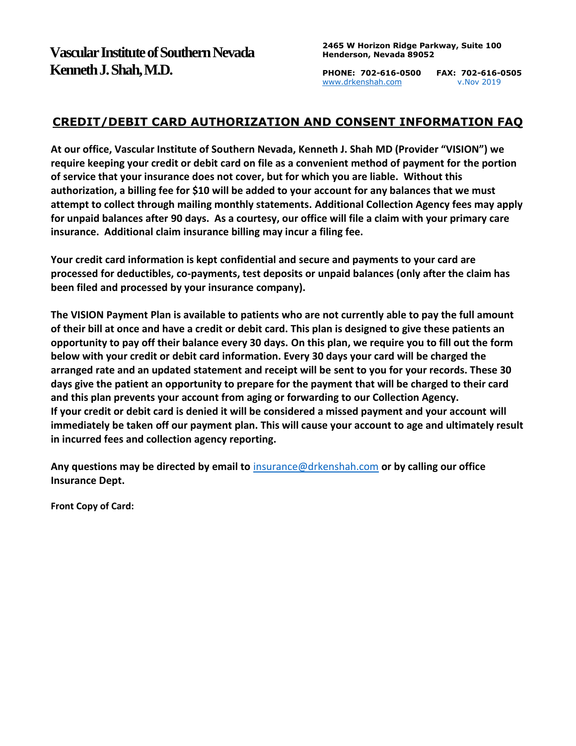# Vascular Institute of Southern Nevada
# Kenneth J. Shah, M.D.

**2465 W Horizon Ridge Parkway, Suite 100**
**Henderson, Nevada 89052**

**PHONE: 702-616-0500 FAX: 702-616-0505**
www.drkenshah.com v.Nov 2019

## CREDIT/DEBIT CARD AUTHORIZATION AND CONSENT INFORMATION FAQ

**At our office, Vascular Institute of Southern Nevada, Kenneth J. Shah MD (Provider "VISION") we require keeping your credit or debit card on file as a convenient method of payment for the portion of service that your insurance does not cover, but for which you are liable. Without this authorization, a billing fee for $10 will be added to your account for any balances that we must attempt to collect through mailing monthly statements. Additional Collection Agency fees may apply for unpaid balances after 90 days. As a courtesy, our office will file a claim with your primary care insurance. Additional claim insurance billing may incur a filing fee.**

**Your credit card information is kept confidential and secure and payments to your card are processed for deductibles, co-payments, test deposits or unpaid balances (only after the claim has been filed and processed by your insurance company).**

**The VISION Payment Plan is available to patients who are not currently able to pay the full amount of their bill at once and have a credit or debit card. This plan is designed to give these patients an opportunity to pay off their balance every 30 days. On this plan, we require you to fill out the form below with your credit or debit card information. Every 30 days your card will be charged the arranged rate and an updated statement and receipt will be sent to you for your records. These 30 days give the patient an opportunity to prepare for the payment that will be charged to their card and this plan prevents your account from aging or forwarding to our Collection Agency. If your credit or debit card is denied it will be considered a missed payment and your account will immediately be taken off our payment plan. This will cause your account to age and ultimately result in incurred fees and collection agency reporting.**

**Any questions may be directed by email to** insurance@drkenshah.com **or by calling our office Insurance Dept.**

**Front Copy of Card:**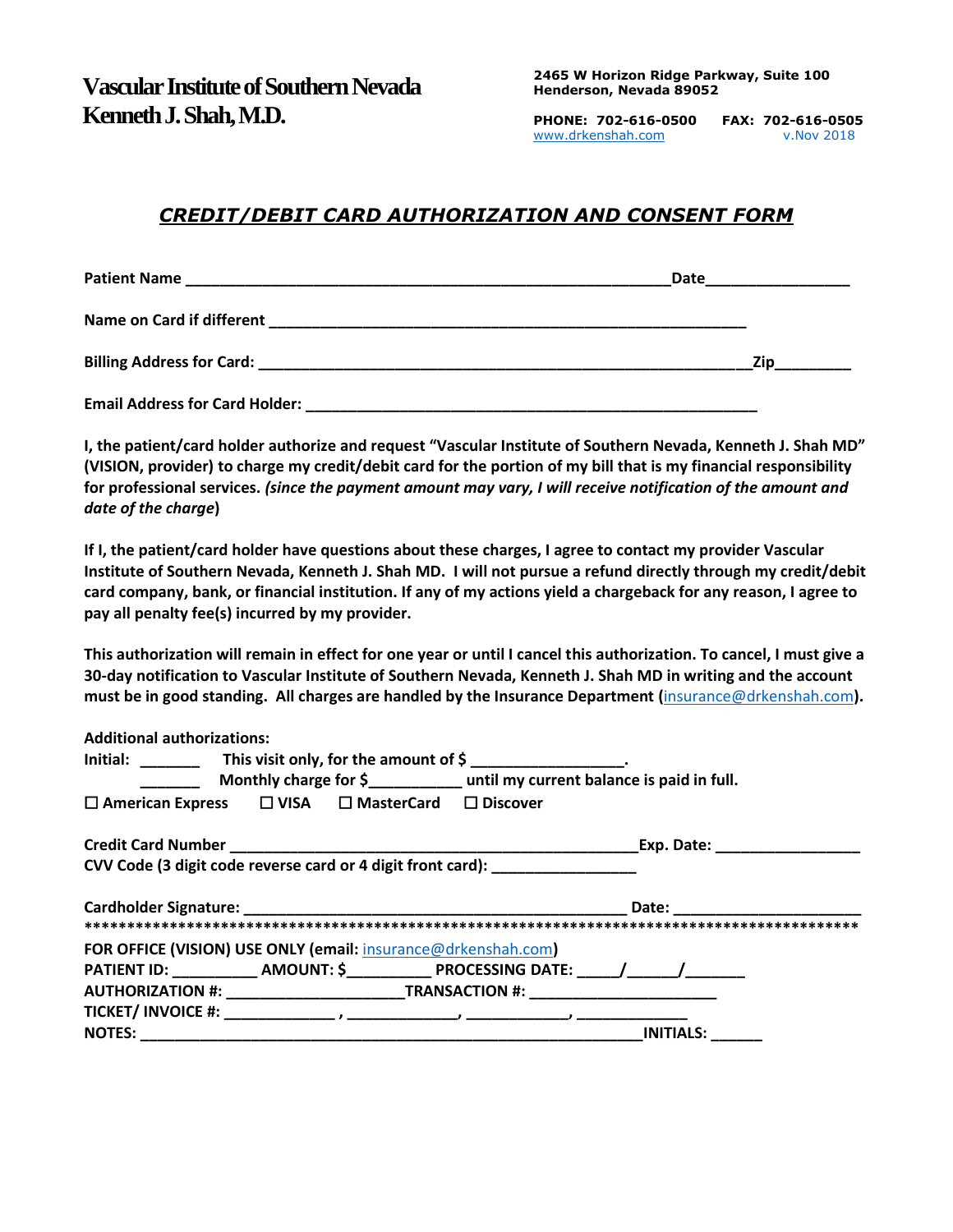**Vascular Institute of Southern Nevada**
**Kenneth J. Shah, M.D.**

**2465 W Horizon Ridge Parkway, Suite 100**
**Henderson, Nevada 89052**

**PHONE: 702-616-0500 FAX: 702-616-0505**
www.drkenshah.com v.Nov 2018

## *CREDIT/DEBIT CARD AUTHORIZATION AND CONSENT FORM*

**Patient Name** ________________________________________________________**Date**________________

**Name on Card if different** ________________________________________________________

**Billing Address for Card:** __________________________________________________________**Zip**_________

**Email Address for Card Holder:** ____________________________________________________

**I, the patient/card holder authorize and request "Vascular Institute of Southern Nevada, Kenneth J. Shah MD" (VISION, provider) to charge my credit/debit card for the portion of my bill that is my financial responsibility for professional services.** ***(since the payment amount may vary, I will receive notification of the amount and date of the charge*****)**

**If I, the patient/card holder have questions about these charges, I agree to contact my provider Vascular Institute of Southern Nevada, Kenneth J. Shah MD. I will not pursue a refund directly through my credit/debit card company, bank, or financial institution. If any of my actions yield a chargeback for any reason, I agree to pay all penalty fee(s) incurred by my provider.**

**This authorization will remain in effect for one year or until I cancel this authorization. To cancel, I must give a 30-day notification to Vascular Institute of Southern Nevada, Kenneth J. Shah MD in writing and the account must be in good standing. All charges are handled by the Insurance Department (insurance@drkenshah.com).**

**Additional authorizations:**

**Initial:** _______ **This visit only, for the amount of $** _________________.

_______ **Monthly charge for $**___________ **until my current balance is paid in full.**

☐ **American Express** ☐ **VISA** ☐ **MasterCard** ☐ **Discover**

**Credit Card Number** _______________________________________________**Exp. Date:** ________________

**CVV Code (3 digit code reverse card or 4 digit front card):** ________________

**Cardholder Signature:** ____________________________________________ **Date:** _____________________

*********************************************************************************************

**FOR OFFICE (VISION) USE ONLY (email:** insurance@drkenshah.com**)**

**PATIENT ID:** __________ **AMOUNT: $**__________ **PROCESSING DATE:** _____/______/_______

**AUTHORIZATION #:** ____________________**TRANSACTION #:** ______________________

**TICKET/ INVOICE #:** ____________ , ____________, ____________, ____________

**NOTES:** __________________________________________________________**INITIALS:** ______